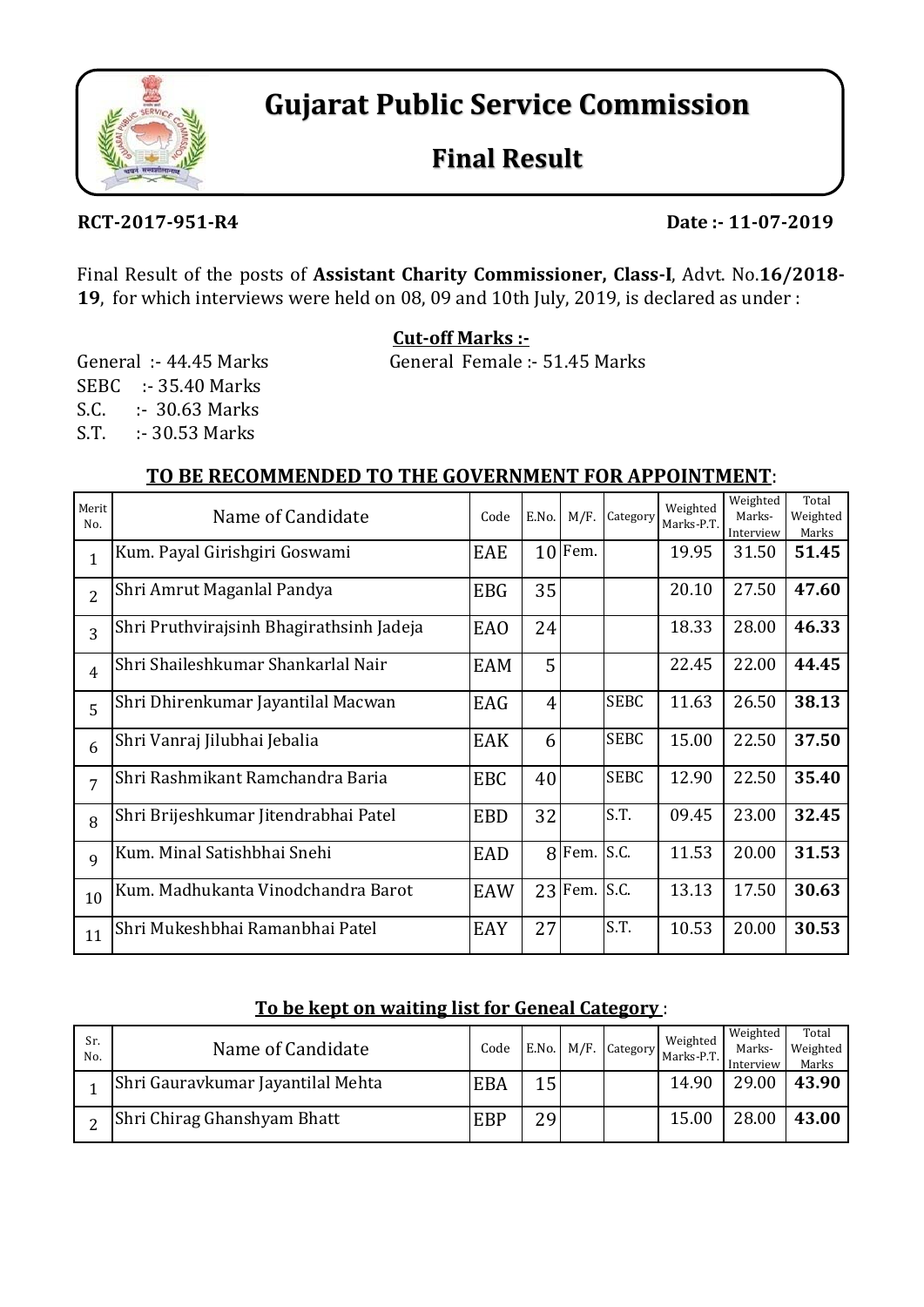# Gujarat Public Service Commission

## Final Result

**RCT-2017-951-R4** **Date :- 11-07-2019**

Final Result of the posts of **Assistant Charity Commissioner, Class-I**, Advt. No.**16/2018-19**, for which interviews were held on 08, 09 and 10th July, 2019, is declared as under :

**Cut-off Marks :-**

General :- 44.45 Marks General Female :- 51.45 Marks
SEBC :- 35.40 Marks
S.C. :- 30.63 Marks
S.T. :- 30.53 Marks

### TO BE RECOMMENDED TO THE GOVERNMENT FOR APPOINTMENT:

| Merit No. | Name of Candidate | Code | E.No. | M/F. | Category | Weighted Marks-P.T. | Weighted Marks-Interview | Total Weighted Marks |
|---|---|---|---|---|---|---|---|---|
| 1 | Kum. Payal Girishgiri Goswami | EAE | 10 | Fem. | | 19.95 | 31.50 | **51.45** |
| 2 | Shri Amrut Maganlal Pandya | EBG | 35 | | | 20.10 | 27.50 | **47.60** |
| 3 | Shri Pruthvirajsinh Bhagirathsinh Jadeja | EAO | 24 | | | 18.33 | 28.00 | **46.33** |
| 4 | Shri Shaileshkumar Shankarlal Nair | EAM | 5 | | | 22.45 | 22.00 | **44.45** |
| 5 | Shri Dhirenkumar Jayantilal Macwan | EAG | 4 | | SEBC | 11.63 | 26.50 | **38.13** |
| 6 | Shri Vanraj Jilubhai Jebalia | EAK | 6 | | SEBC | 15.00 | 22.50 | **37.50** |
| 7 | Shri Rashmikant Ramchandra Baria | EBC | 40 | | SEBC | 12.90 | 22.50 | **35.40** |
| 8 | Shri Brijeshkumar Jitendrabhai Patel | EBD | 32 | | S.T. | 09.45 | 23.00 | **32.45** |
| 9 | Kum. Minal Satishbhai Snehi | EAD | 8 | Fem. | S.C. | 11.53 | 20.00 | **31.53** |
| 10 | Kum. Madhukanta Vinodchandra Barot | EAW | 23 | Fem. | S.C. | 13.13 | 17.50 | **30.63** |
| 11 | Shri Mukeshbhai Ramanbhai Patel | EAY | 27 | | S.T. | 10.53 | 20.00 | **30.53** |

### To be kept on waiting list for Geneal Category :

| Sr. No. | Name of Candidate | Code | E.No. | M/F. | Category | Weighted Marks-P.T. | Weighted Marks-Interview | Total Weighted Marks |
|---|---|---|---|---|---|---|---|---|
| 1 | Shri Gauravkumar Jayantilal Mehta | EBA | 15 | | | 14.90 | 29.00 | **43.90** |
| 2 | Shri Chirag Ghanshyam Bhatt | EBP | 29 | | | 15.00 | 28.00 | **43.00** |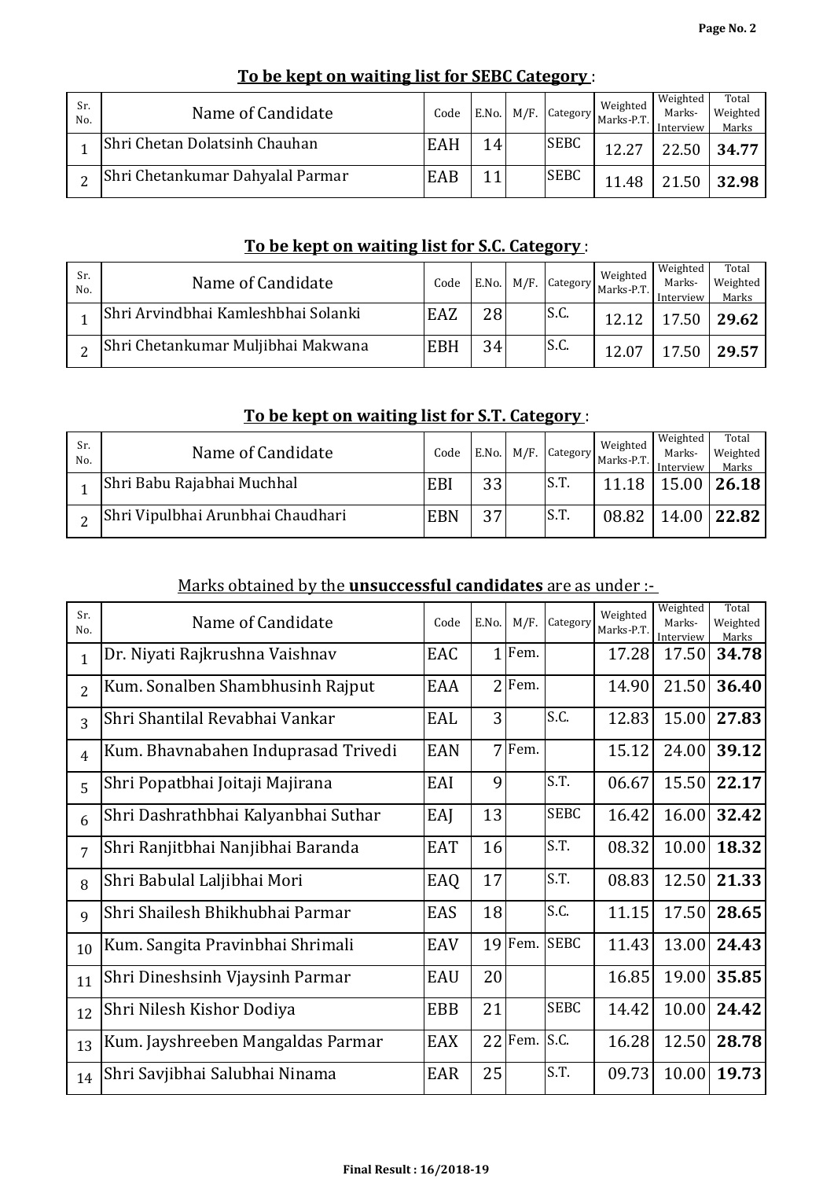**To be kept on waiting list for SEBC Category** :

| Sr. No. | Name of Candidate | Code | E.No. | M/F. | Category | Weighted Marks-P.T. | Weighted Marks-Interview | Total Weighted Marks |
|---|---|---|---|---|---|---|---|---|
| 1 | Shri Chetan Dolatsinh Chauhan | EAH | 14 | | SEBC | 12.27 | 22.50 | **34.77** |
| 2 | Shri Chetankumar Dahyalal Parmar | EAB | 11 | | SEBC | 11.48 | 21.50 | **32.98** |

**To be kept on waiting list for S.C. Category** :

| Sr. No. | Name of Candidate | Code | E.No. | M/F. | Category | Weighted Marks-P.T. | Weighted Marks-Interview | Total Weighted Marks |
|---|---|---|---|---|---|---|---|---|
| 1 | Shri Arvindbhai Kamleshbhai Solanki | EAZ | 28 | | S.C. | 12.12 | 17.50 | **29.62** |
| 2 | Shri Chetankumar Muljibhai Makwana | EBH | 34 | | S.C. | 12.07 | 17.50 | **29.57** |

**To be kept on waiting list for S.T. Category** :

| Sr. No. | Name of Candidate | Code | E.No. | M/F. | Category | Weighted Marks-P.T. | Weighted Marks-Interview | Total Weighted Marks |
|---|---|---|---|---|---|---|---|---|
| 1 | Shri Babu Rajabhai Muchhal | EBI | 33 | | S.T. | 11.18 | 15.00 | **26.18** |
| 2 | Shri Vipulbhai Arunbhai Chaudhari | EBN | 37 | | S.T. | 08.82 | 14.00 | **22.82** |

Marks obtained by the **unsuccessful candidates** are as under :-

| Sr. No. | Name of Candidate | Code | E.No. | M/F. | Category | Weighted Marks-P.T. | Weighted Marks-Interview | Total Weighted Marks |
|---|---|---|---|---|---|---|---|---|
| 1 | Dr. Niyati Rajkrushna Vaishnav | EAC | 1 | Fem. | | 17.28 | 17.50 | **34.78** |
| 2 | Kum. Sonalben Shambhusinh Rajput | EAA | 2 | Fem. | | 14.90 | 21.50 | **36.40** |
| 3 | Shri Shantilal Revabhai Vankar | EAL | 3 | | S.C. | 12.83 | 15.00 | **27.83** |
| 4 | Kum. Bhavnabahen Induprasad Trivedi | EAN | 7 | Fem. | | 15.12 | 24.00 | **39.12** |
| 5 | Shri Popatbhai Joitaji Majirana | EAI | 9 | | S.T. | 06.67 | 15.50 | **22.17** |
| 6 | Shri Dashrathbhai Kalyanbhai Suthar | EAJ | 13 | | SEBC | 16.42 | 16.00 | **32.42** |
| 7 | Shri Ranjitbhai Nanjibhai Baranda | EAT | 16 | | S.T. | 08.32 | 10.00 | **18.32** |
| 8 | Shri Babulal Laljibhai Mori | EAQ | 17 | | S.T. | 08.83 | 12.50 | **21.33** |
| 9 | Shri Shailesh Bhikhubhai Parmar | EAS | 18 | | S.C. | 11.15 | 17.50 | **28.65** |
| 10 | Kum. Sangita Pravinbhai Shrimali | EAV | 19 | Fem. | SEBC | 11.43 | 13.00 | **24.43** |
| 11 | Shri Dineshsinh Vjaysinh Parmar | EAU | 20 | | | 16.85 | 19.00 | **35.85** |
| 12 | Shri Nilesh Kishor Dodiya | EBB | 21 | | SEBC | 14.42 | 10.00 | **24.42** |
| 13 | Kum. Jayshreeben Mangaldas Parmar | EAX | 22 | Fem. | S.C. | 16.28 | 12.50 | **28.78** |
| 14 | Shri Savjibhai Salubhai Ninama | EAR | 25 | | S.T. | 09.73 | 10.00 | **19.73** |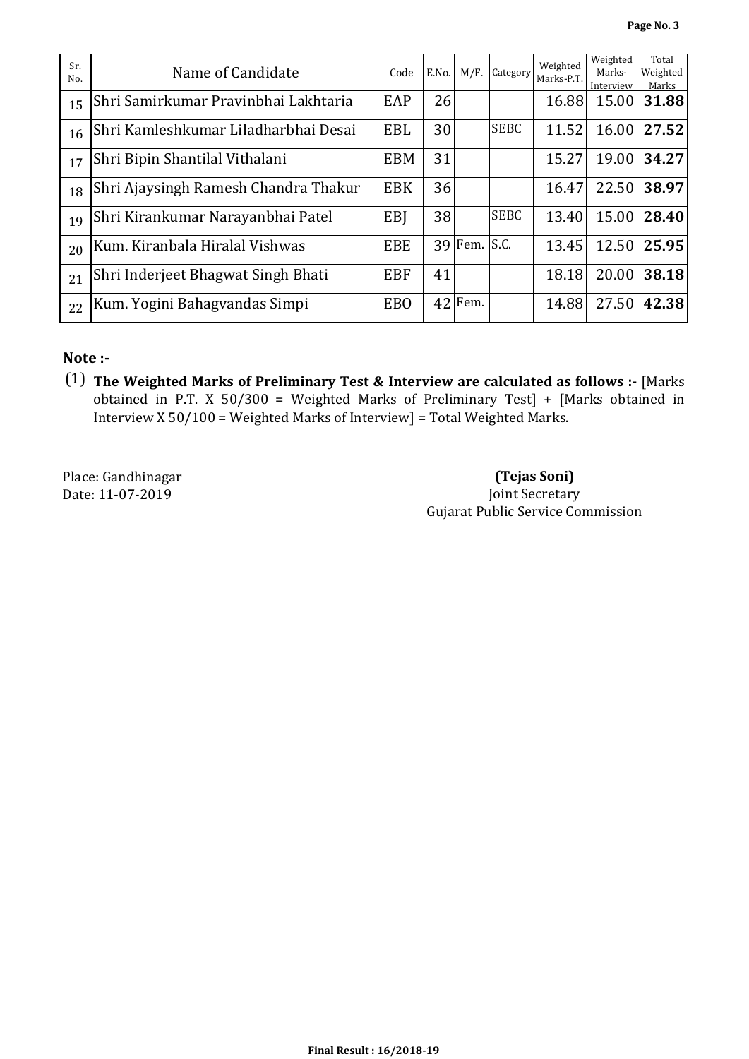| Sr. No. | Name of Candidate | Code | E.No. | M/F. | Category | Weighted Marks-P.T. | Weighted Marks-Interview | Total Weighted Marks |
|---|---|---|---|---|---|---|---|---|
| 15 | Shri Samirkumar Pravinbhai Lakhtaria | EAP | 26 | | | 16.88 | 15.00 | **31.88** |
| 16 | Shri Kamleshkumar Liladharbhai Desai | EBL | 30 | | SEBC | 11.52 | 16.00 | **27.52** |
| 17 | Shri Bipin Shantilal Vithalani | EBM | 31 | | | 15.27 | 19.00 | **34.27** |
| 18 | Shri Ajaysingh Ramesh Chandra Thakur | EBK | 36 | | | 16.47 | 22.50 | **38.97** |
| 19 | Shri Kirankumar Narayanbhai Patel | EBJ | 38 | | SEBC | 13.40 | 15.00 | **28.40** |
| 20 | Kum. Kiranbala Hiralal Vishwas | EBE | 39 | Fem. | S.C. | 13.45 | 12.50 | **25.95** |
| 21 | Shri Inderjeet Bhagwat Singh Bhati | EBF | 41 | | | 18.18 | 20.00 | **38.18** |
| 22 | Kum. Yogini Bahagvandas Simpi | EBO | 42 | Fem. | | 14.88 | 27.50 | **42.38** |

**Note :-**

(1) **The Weighted Marks of Preliminary Test & Interview are calculated as follows :-** [Marks obtained in P.T. X 50/300 = Weighted Marks of Preliminary Test] + [Marks obtained in Interview X 50/100 = Weighted Marks of Interview] = Total Weighted Marks.

Place: Gandhinagar
Date: 11-07-2019

**(Tejas Soni)**
Joint Secretary
Gujarat Public Service Commission

**Final Result : 16/2018-19**